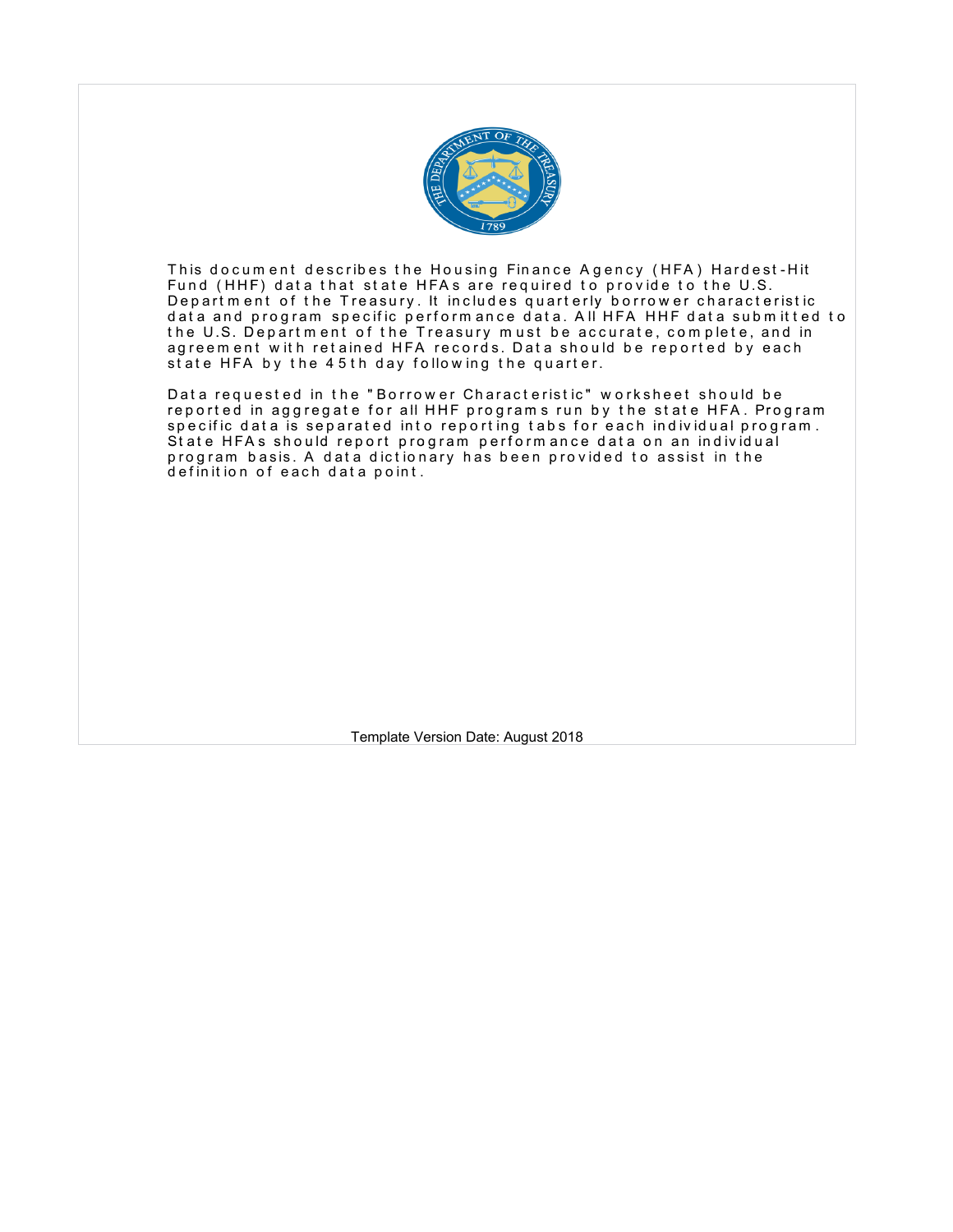This document describes the Housing Finance Agency (HFA) Hardest-Hit Fund (HHF) data that state HFAs are required to provide to the U.S. Department of the Treasury. It includes quarterly borrower characteristic data and program specific performance data. All HFA HHF data submitted to the U.S. Department of the Treasury must be accurate, complete, and in agreement with retained HFA records. Data should be reported by each state HFA by the 45th day following the quarter.

Data requested in the "Borrower Characteristic" worksheet should be reported in aggregate for all HHF programs run by the state HFA. Program specific data is separated into reporting tabs for each individual program. State HFAs should report program performance data on an individual program basis. A data dictionary has been provided to assist in the definition of each data point.

Template Version Date: August 2018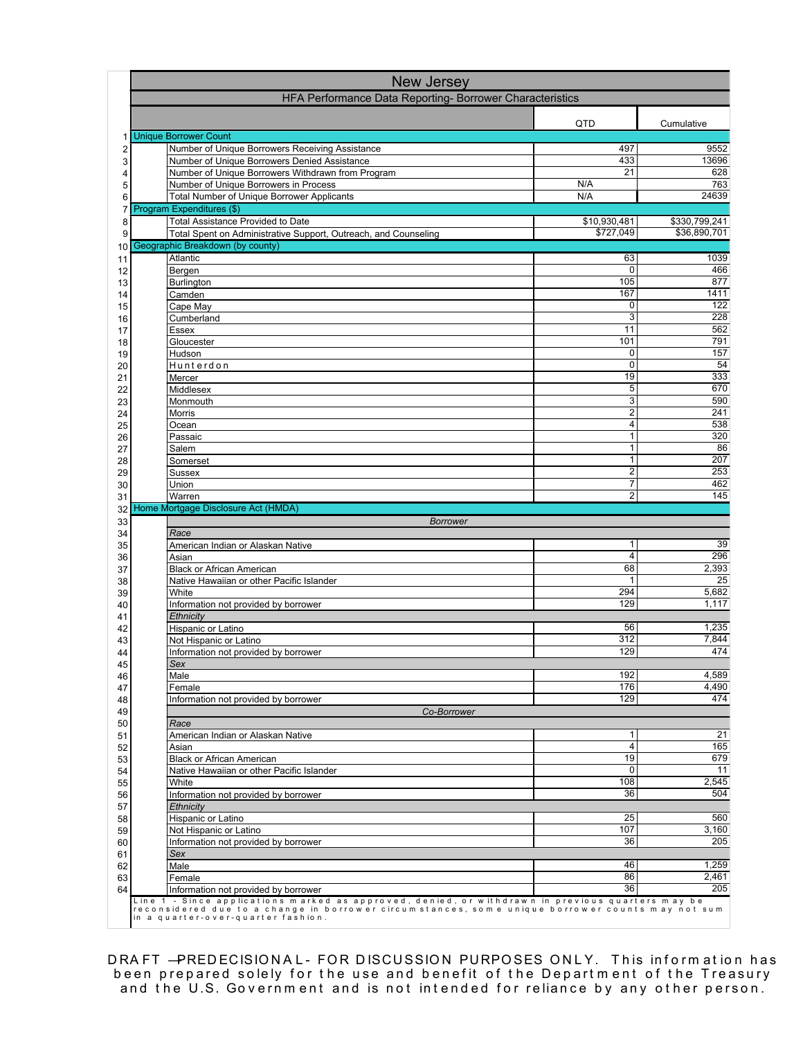# New Jersey

## HFA Performance Data Reporting- Borrower Characteristics

| # | | QTD | Cumulative |
|---|---|---|---|
| 1 | **Unique Borrower Count** | | |
| 2 | Number of Unique Borrowers Receiving Assistance | 497 | 9552 |
| 3 | Number of Unique Borrowers Denied Assistance | 433 | 13696 |
| 4 | Number of Unique Borrowers Withdrawn from Program | 21 | 628 |
| 5 | Number of Unique Borrowers in Process | N/A | 763 |
| 6 | Total Number of Unique Borrower Applicants | N/A | 24639 |
| 7 | **Program Expenditures ($)** | | |
| 8 | Total Assistance Provided to Date | $10,930,481 | $330,799,241 |
| 9 | Total Spent on Administrative Support, Outreach, and Counseling | $727,049 | $36,890,701 |
| 10 | **Geographic Breakdown (by county)** | | |
| 11 | Atlantic | 63 | 1039 |
| 12 | Bergen | 0 | 466 |
| 13 | Burlington | 105 | 877 |
| 14 | Camden | 167 | 1411 |
| 15 | Cape May | 0 | 122 |
| 16 | Cumberland | 3 | 228 |
| 17 | Essex | 11 | 562 |
| 18 | Gloucester | 101 | 791 |
| 19 | Hudson | 0 | 157 |
| 20 | Hunterdon | 0 | 54 |
| 21 | Mercer | 19 | 333 |
| 22 | Middlesex | 5 | 670 |
| 23 | Monmouth | 3 | 590 |
| 24 | Morris | 2 | 241 |
| 25 | Ocean | 4 | 538 |
| 26 | Passaic | 1 | 320 |
| 27 | Salem | 1 | 86 |
| 28 | Somerset | 1 | 207 |
| 29 | Sussex | 2 | 253 |
| 30 | Union | 7 | 462 |
| 31 | Warren | 2 | 145 |
| 32 | **Home Mortgage Disclosure Act (HMDA)** | | |
| 33 | *Borrower* | | |
| 34 | *Race* | | |
| 35 | American Indian or Alaskan Native | 1 | 39 |
| 36 | Asian | 4 | 296 |
| 37 | Black or African American | 68 | 2,393 |
| 38 | Native Hawaiian or other Pacific Islander | 1 | 25 |
| 39 | White | 294 | 5,682 |
| 40 | Information not provided by borrower | 129 | 1,117 |
| 41 | *Ethnicity* | | |
| 42 | Hispanic or Latino | 56 | 1,235 |
| 43 | Not Hispanic or Latino | 312 | 7,844 |
| 44 | Information not provided by borrower | 129 | 474 |
| 45 | *Sex* | | |
| 46 | Male | 192 | 4,589 |
| 47 | Female | 176 | 4,490 |
| 48 | Information not provided by borrower | 129 | 474 |
| 49 | *Co-Borrower* | | |
| 50 | *Race* | | |
| 51 | American Indian or Alaskan Native | 1 | 21 |
| 52 | Asian | 4 | 165 |
| 53 | Black or African American | 19 | 679 |
| 54 | Native Hawaiian or other Pacific Islander | 0 | 11 |
| 55 | White | 108 | 2,545 |
| 56 | Information not provided by borrower | 36 | 504 |
| 57 | *Ethnicity* | | |
| 58 | Hispanic or Latino | 25 | 560 |
| 59 | Not Hispanic or Latino | 107 | 3,160 |
| 60 | Information not provided by borrower | 36 | 205 |
| 61 | *Sex* | | |
| 62 | Male | 46 | 1,259 |
| 63 | Female | 86 | 2,461 |
| 64 | Information not provided by borrower | 36 | 205 |

Line 1 - Since applications marked as approved, denied, or withdrawn in previous quarters may be reconsidered due to a change in borrower circumstances, some unique borrower counts may not sum in a quarter-over-quarter fashion.

DRAFT —PREDECISIONAL- FOR DISCUSSION PURPOSES ONLY. This information has been prepared solely for the use and benefit of the Department of the Treasury and the U.S. Government and is not intended for reliance by any other person.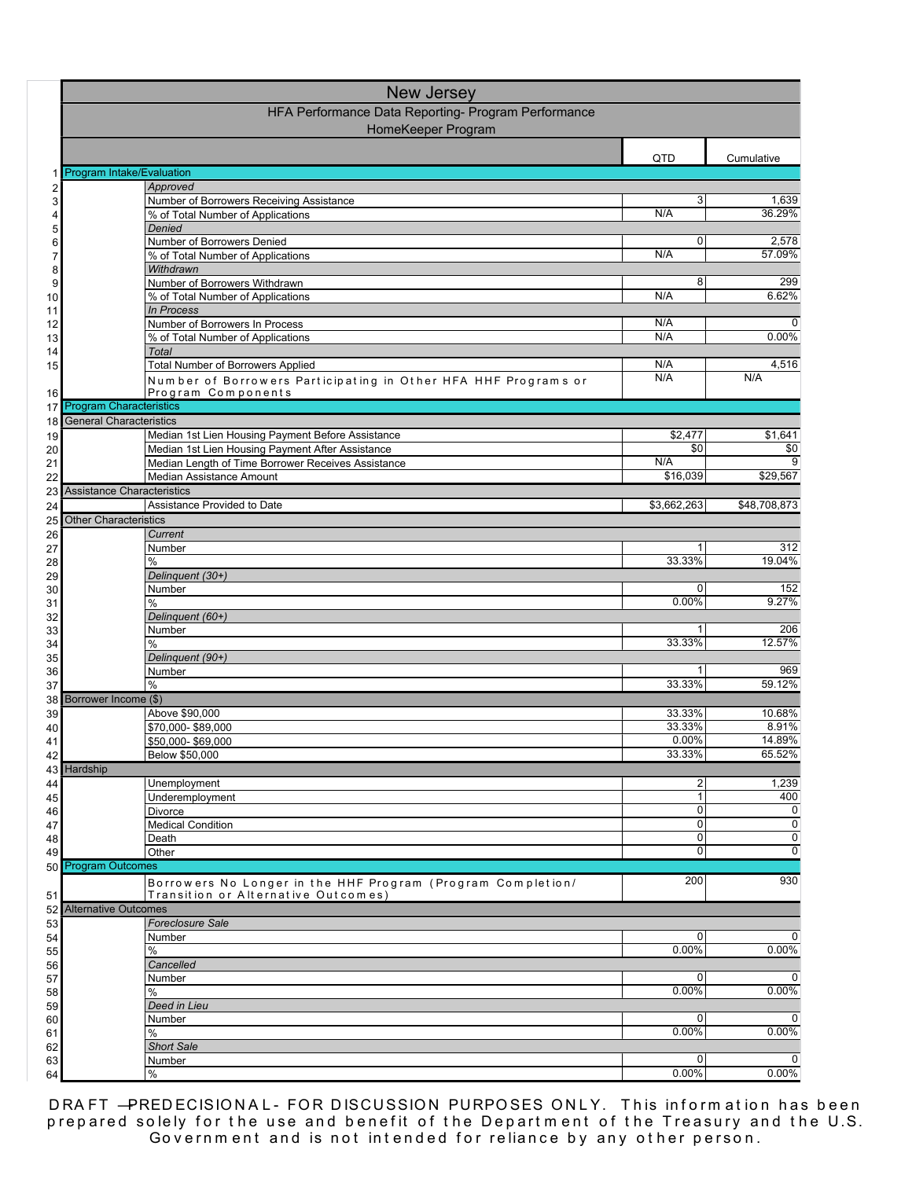# New Jersey

## HFA Performance Data Reporting- Program Performance

### HomeKeeper Program

| # | Section | Item | QTD | Cumulative |
|---|---|---|---|---|
| 1 | Program Intake/Evaluation | | | |
| 2 | | *Approved* | | |
| 3 | | Number of Borrowers Receiving Assistance | 3 | 1,639 |
| 4 | | % of Total Number of Applications | N/A | 36.29% |
| 5 | | *Denied* | | |
| 6 | | Number of Borrowers Denied | 0 | 2,578 |
| 7 | | % of Total Number of Applications | N/A | 57.09% |
| 8 | | *Withdrawn* | | |
| 9 | | Number of Borrowers Withdrawn | 8 | 299 |
| 10 | | % of Total Number of Applications | N/A | 6.62% |
| 11 | | *In Process* | | |
| 12 | | Number of Borrowers In Process | N/A | 0 |
| 13 | | % of Total Number of Applications | N/A | 0.00% |
| 14 | | *Total* | | |
| 15 | | Total Number of Borrowers Applied | N/A | 4,516 |
| 16 | | Number of Borrowers Participating in Other HFA HHF Programs or Program Components | N/A | N/A |
| 17 | Program Characteristics | | | |
| 18 | General Characteristics | | | |
| 19 | | Median 1st Lien Housing Payment Before Assistance | $2,477 | $1,641 |
| 20 | | Median 1st Lien Housing Payment After Assistance | $0 | $0 |
| 21 | | Median Length of Time Borrower Receives Assistance | N/A | 9 |
| 22 | | Median Assistance Amount | $16,039 | $29,567 |
| 23 | Assistance Characteristics | | | |
| 24 | | Assistance Provided to Date | $3,662,263 | $48,708,873 |
| 25 | Other Characteristics | | | |
| 26 | | *Current* | | |
| 27 | | Number | 1 | 312 |
| 28 | | % | 33.33% | 19.04% |
| 29 | | *Delinquent (30+)* | | |
| 30 | | Number | 0 | 152 |
| 31 | | % | 0.00% | 9.27% |
| 32 | | *Delinquent (60+)* | | |
| 33 | | Number | 1 | 206 |
| 34 | | % | 33.33% | 12.57% |
| 35 | | *Delinquent (90+)* | | |
| 36 | | Number | 1 | 969 |
| 37 | | % | 33.33% | 59.12% |
| 38 | Borrower Income ($) | | | |
| 39 | | Above $90,000 | 33.33% | 10.68% |
| 40 | | $70,000- $89,000 | 33.33% | 8.91% |
| 41 | | $50,000- $69,000 | 0.00% | 14.89% |
| 42 | | Below $50,000 | 33.33% | 65.52% |
| 43 | Hardship | | | |
| 44 | | Unemployment | 2 | 1,239 |
| 45 | | Underemployment | 1 | 400 |
| 46 | | Divorce | 0 | 0 |
| 47 | | Medical Condition | 0 | 0 |
| 48 | | Death | 0 | 0 |
| 49 | | Other | 0 | 0 |
| 50 | Program Outcomes | | | |
| 51 | | Borrowers No Longer in the HHF Program (Program Completion/ Transition or Alternative Outcomes) | 200 | 930 |
| 52 | Alternative Outcomes | | | |
| 53 | | *Foreclosure Sale* | | |
| 54 | | Number | 0 | 0 |
| 55 | | % | 0.00% | 0.00% |
| 56 | | *Cancelled* | | |
| 57 | | Number | 0 | 0 |
| 58 | | % | 0.00% | 0.00% |
| 59 | | *Deed in Lieu* | | |
| 60 | | Number | 0 | 0 |
| 61 | | % | 0.00% | 0.00% |
| 62 | | *Short Sale* | | |
| 63 | | Number | 0 | 0 |
| 64 | | % | 0.00% | 0.00% |

DRAFT —PREDECISIONAL- FOR DISCUSSION PURPOSES ONLY. This information has been prepared solely for the use and benefit of the Department of the Treasury and the U.S. Government and is not intended for reliance by any other person.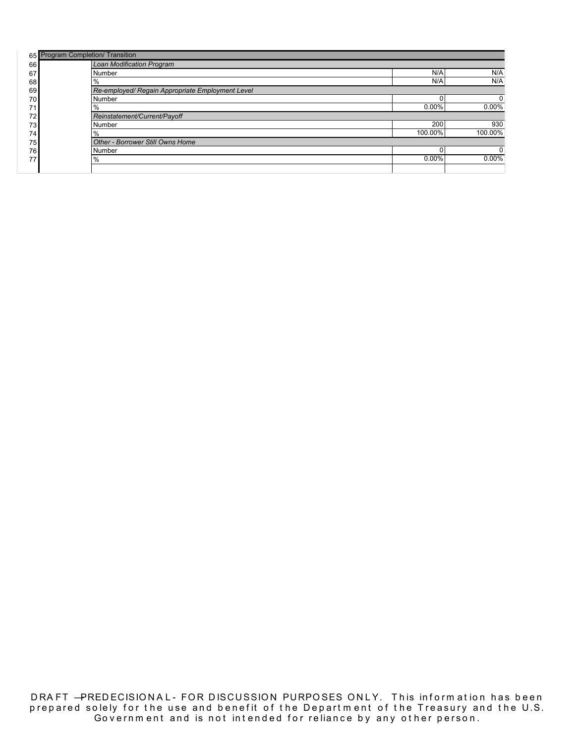| | | | |
|---|---|---|---|
| 65 | Program Completion/ Transition | | |
| 66 | *Loan Modification Program* | | |
| 67 | Number | N/A | N/A |
| 68 | % | N/A | N/A |
| 69 | *Re-employed/ Regain Appropriate Employment Level* | | |
| 70 | Number | 0 | 0 |
| 71 | % | 0.00% | 0.00% |
| 72 | *Reinstatement/Current/Payoff* | | |
| 73 | Number | 200 | 930 |
| 74 | % | 100.00% | 100.00% |
| 75 | *Other - Borrower Still Owns Home* | | |
| 76 | Number | 0 | 0 |
| 77 | % | 0.00% | 0.00% |

DRAFT —PREDECISIONAL - FOR DISCUSSION PURPOSES ONLY. This information has been prepared solely for the use and benefit of the Department of the Treasury and the U.S. Government and is not intended for reliance by any other person.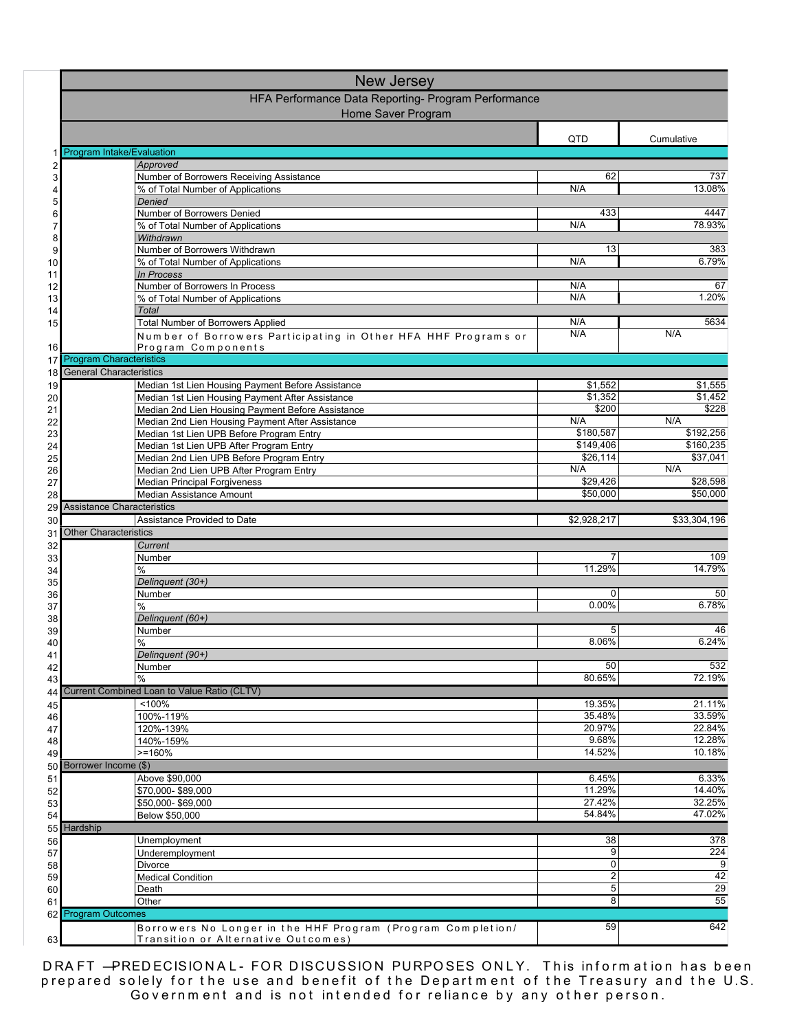# New Jersey

## HFA Performance Data Reporting- Program Performance

### Home Saver Program

| # | Category | Item | QTD | Cumulative |
|---|---|---|---|---|
| 1 | Program Intake/Evaluation | | | |
| 2 | | *Approved* | | |
| 3 | | Number of Borrowers Receiving Assistance | 62 | 737 |
| 4 | | % of Total Number of Applications | N/A | 13.08% |
| 5 | | *Denied* | | |
| 6 | | Number of Borrowers Denied | 433 | 4447 |
| 7 | | % of Total Number of Applications | N/A | 78.93% |
| 8 | | *Withdrawn* | | |
| 9 | | Number of Borrowers Withdrawn | 13 | 383 |
| 10 | | % of Total Number of Applications | N/A | 6.79% |
| 11 | | *In Process* | | |
| 12 | | Number of Borrowers In Process | N/A | 67 |
| 13 | | % of Total Number of Applications | N/A | 1.20% |
| 14 | | *Total* | | |
| 15 | | Total Number of Borrowers Applied | N/A | 5634 |
| 16 | | Number of Borrowers Participating in Other HFA HHF Programs or Program Components | N/A | N/A |
| 17 | Program Characteristics | | | |
| 18 | General Characteristics | | | |
| 19 | | Median 1st Lien Housing Payment Before Assistance | $1,552 | $1,555 |
| 20 | | Median 1st Lien Housing Payment After Assistance | $1,352 | $1,452 |
| 21 | | Median 2nd Lien Housing Payment Before Assistance | $200 | $228 |
| 22 | | Median 2nd Lien Housing Payment After Assistance | N/A | N/A |
| 23 | | Median 1st Lien UPB Before Program Entry | $180,587 | $192,256 |
| 24 | | Median 1st Lien UPB After Program Entry | $149,406 | $160,235 |
| 25 | | Median 2nd Lien UPB Before Program Entry | $26,114 | $37,041 |
| 26 | | Median 2nd Lien UPB After Program Entry | N/A | N/A |
| 27 | | Median Principal Forgiveness | $29,426 | $28,598 |
| 28 | | Median Assistance Amount | $50,000 | $50,000 |
| 29 | Assistance Characteristics | | | |
| 30 | | Assistance Provided to Date | $2,928,217 | $33,304,196 |
| 31 | Other Characteristics | | | |
| 32 | | *Current* | | |
| 33 | | Number | 7 | 109 |
| 34 | | % | 11.29% | 14.79% |
| 35 | | *Delinquent (30+)* | | |
| 36 | | Number | 0 | 50 |
| 37 | | % | 0.00% | 6.78% |
| 38 | | *Delinquent (60+)* | | |
| 39 | | Number | 5 | 46 |
| 40 | | % | 8.06% | 6.24% |
| 41 | | *Delinquent (90+)* | | |
| 42 | | Number | 50 | 532 |
| 43 | | % | 80.65% | 72.19% |
| 44 | Current Combined Loan to Value Ratio (CLTV) | | | |
| 45 | | <100% | 19.35% | 21.11% |
| 46 | | 100%-119% | 35.48% | 33.59% |
| 47 | | 120%-139% | 20.97% | 22.84% |
| 48 | | 140%-159% | 9.68% | 12.28% |
| 49 | | >=160% | 14.52% | 10.18% |
| 50 | Borrower Income ($) | | | |
| 51 | | Above $90,000 | 6.45% | 6.33% |
| 52 | | $70,000- $89,000 | 11.29% | 14.40% |
| 53 | | $50,000- $69,000 | 27.42% | 32.25% |
| 54 | | Below $50,000 | 54.84% | 47.02% |
| 55 | Hardship | | | |
| 56 | | Unemployment | 38 | 378 |
| 57 | | Underemployment | 9 | 224 |
| 58 | | Divorce | 0 | 9 |
| 59 | | Medical Condition | 2 | 42 |
| 60 | | Death | 5 | 29 |
| 61 | | Other | 8 | 55 |
| 62 | Program Outcomes | | | |
| 63 | | Borrowers No Longer in the HHF Program (Program Completion/ Transition or Alternative Outcomes) | 59 | 642 |

DRAFT —PREDECISIONAL- FOR DISCUSSION PURPOSES ONLY. This information has been prepared solely for the use and benefit of the Department of the Treasury and the U.S. Government and is not intended for reliance by any other person.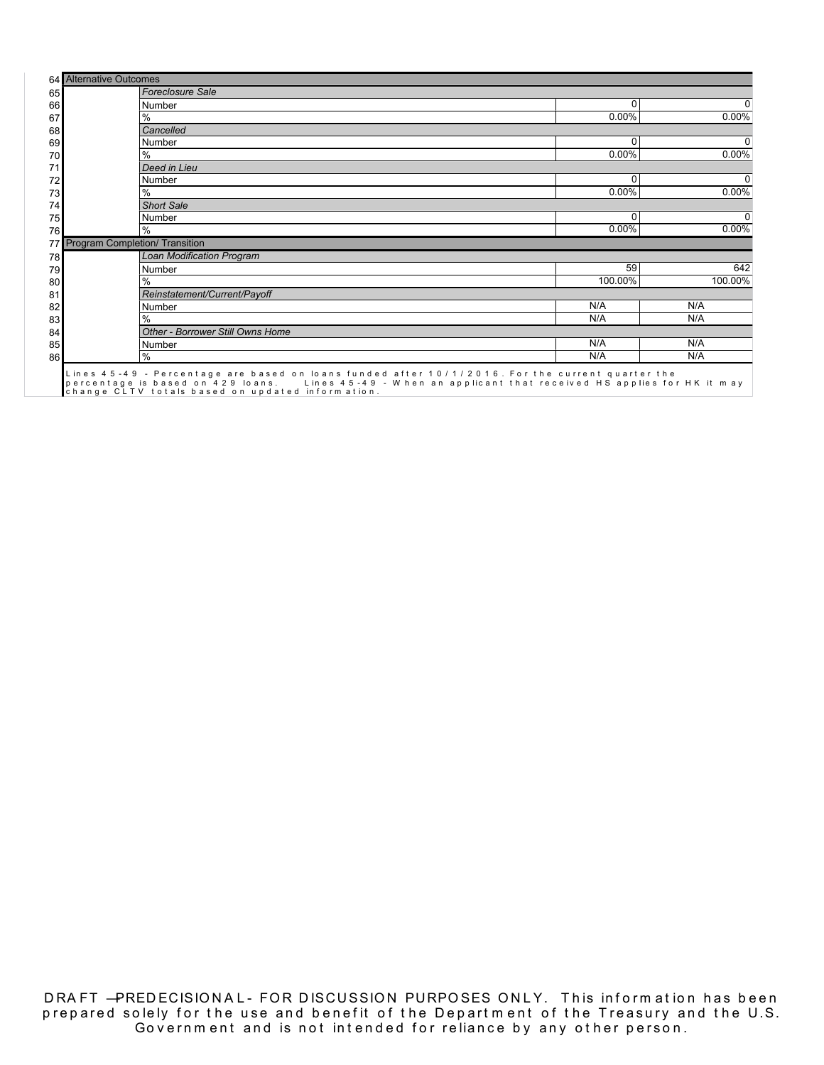| | | | | |
|---|---|---|---|---|
| 64 | Alternative Outcomes | | | |
| 65 | | *Foreclosure Sale* | | |
| 66 | | Number | 0 | 0 |
| 67 | | % | 0.00% | 0.00% |
| 68 | | *Cancelled* | | |
| 69 | | Number | 0 | 0 |
| 70 | | % | 0.00% | 0.00% |
| 71 | | *Deed in Lieu* | | |
| 72 | | Number | 0 | 0 |
| 73 | | % | 0.00% | 0.00% |
| 74 | | *Short Sale* | | |
| 75 | | Number | 0 | 0 |
| 76 | | % | 0.00% | 0.00% |
| 77 | Program Completion/ Transition | | | |
| 78 | | *Loan Modification Program* | | |
| 79 | | Number | 59 | 642 |
| 80 | | % | 100.00% | 100.00% |
| 81 | | *Reinstatement/Current/Payoff* | | |
| 82 | | Number | N/A | N/A |
| 83 | | % | N/A | N/A |
| 84 | | *Other - Borrower Still Owns Home* | | |
| 85 | | Number | N/A | N/A |
| 86 | | % | N/A | N/A |

Lines 45-49 - Percentage are based on loans funded after 10/1/2016. For the current quarter the percentage is based on 429 loans. Lines 45-49 - When an applicant that received HS applies for HK it may change CLTV totals based on updated information.

DRAFT —PREDECISIONAL - FOR DISCUSSION PURPOSES ONLY. This information has been prepared solely for the use and benefit of the Department of the Treasury and the U.S. Government and is not intended for reliance by any other person.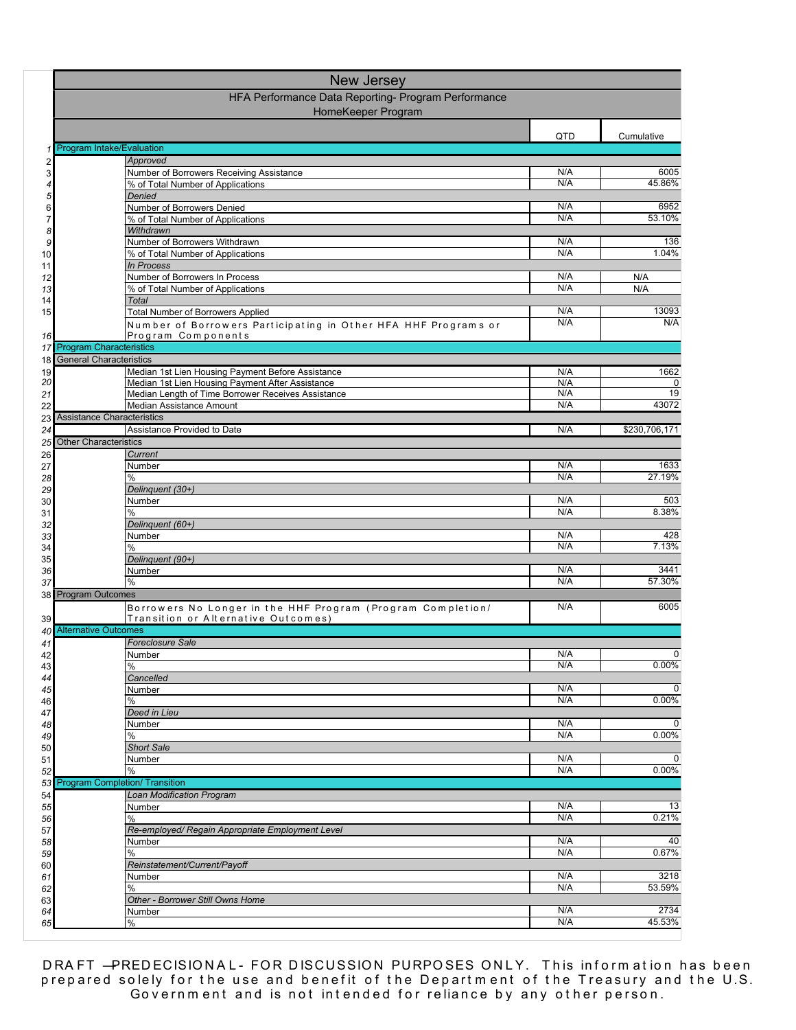# New Jersey

## HFA Performance Data Reporting- Program Performance

### HomeKeeper Program

| # | | | QTD | Cumulative |
|---|---|---|---|---|
| 1 | Program Intake/Evaluation | | | |
| 2 | | *Approved* | | |
| 3 | | Number of Borrowers Receiving Assistance | N/A | 6005 |
| 4 | | % of Total Number of Applications | N/A | 45.86% |
| 5 | | *Denied* | | |
| 6 | | Number of Borrowers Denied | N/A | 6952 |
| 7 | | % of Total Number of Applications | N/A | 53.10% |
| 8 | | *Withdrawn* | | |
| 9 | | Number of Borrowers Withdrawn | N/A | 136 |
| 10 | | % of Total Number of Applications | N/A | 1.04% |
| 11 | | *In Process* | | |
| 12 | | Number of Borrowers In Process | N/A | N/A |
| 13 | | % of Total Number of Applications | N/A | N/A |
| 14 | | *Total* | | |
| 15 | | Total Number of Borrowers Applied | N/A | 13093 |
| 16 | | Number of Borrowers Participating in Other HFA HHF Programs or Program Components | N/A | N/A |
| 17 | Program Characteristics | | | |
| 18 | General Characteristics | | | |
| 19 | | Median 1st Lien Housing Payment Before Assistance | N/A | 1662 |
| 20 | | Median 1st Lien Housing Payment After Assistance | N/A | 0 |
| 21 | | Median Length of Time Borrower Receives Assistance | N/A | 19 |
| 22 | | Median Assistance Amount | N/A | 43072 |
| 23 | Assistance Characteristics | | | |
| 24 | | Assistance Provided to Date | N/A | $230,706,171 |
| 25 | Other Characteristics | | | |
| 26 | | *Current* | | |
| 27 | | Number | N/A | 1633 |
| 28 | | % | N/A | 27.19% |
| 29 | | *Delinquent (30+)* | | |
| 30 | | Number | N/A | 503 |
| 31 | | % | N/A | 8.38% |
| 32 | | *Delinquent (60+)* | | |
| 33 | | Number | N/A | 428 |
| 34 | | % | N/A | 7.13% |
| 35 | | *Delinquent (90+)* | | |
| 36 | | Number | N/A | 3441 |
| 37 | | % | N/A | 57.30% |
| 38 | Program Outcomes | | | |
| 39 | | Borrowers No Longer in the HHF Program (Program Completion/ Transition or Alternative Outcomes) | N/A | 6005 |
| 40 | Alternative Outcomes | | | |
| 41 | | *Foreclosure Sale* | | |
| 42 | | Number | N/A | 0 |
| 43 | | % | N/A | 0.00% |
| 44 | | *Cancelled* | | |
| 45 | | Number | N/A | 0 |
| 46 | | % | N/A | 0.00% |
| 47 | | *Deed in Lieu* | | |
| 48 | | Number | N/A | 0 |
| 49 | | % | N/A | 0.00% |
| 50 | | *Short Sale* | | |
| 51 | | Number | N/A | 0 |
| 52 | | % | N/A | 0.00% |
| 53 | Program Completion/ Transition | | | |
| 54 | | *Loan Modification Program* | | |
| 55 | | Number | N/A | 13 |
| 56 | | % | N/A | 0.21% |
| 57 | | *Re-employed/ Regain Appropriate Employment Level* | | |
| 58 | | Number | N/A | 40 |
| 59 | | % | N/A | 0.67% |
| 60 | | *Reinstatement/Current/Payoff* | | |
| 61 | | Number | N/A | 3218 |
| 62 | | % | N/A | 53.59% |
| 63 | | *Other - Borrower Still Owns Home* | | |
| 64 | | Number | N/A | 2734 |
| 65 | | % | N/A | 45.53% |

DRAFT —PREDECISIONAL- FOR DISCUSSION PURPOSES ONLY. This information has been prepared solely for the use and benefit of the Department of the Treasury and the U.S. Government and is not intended for reliance by any other person.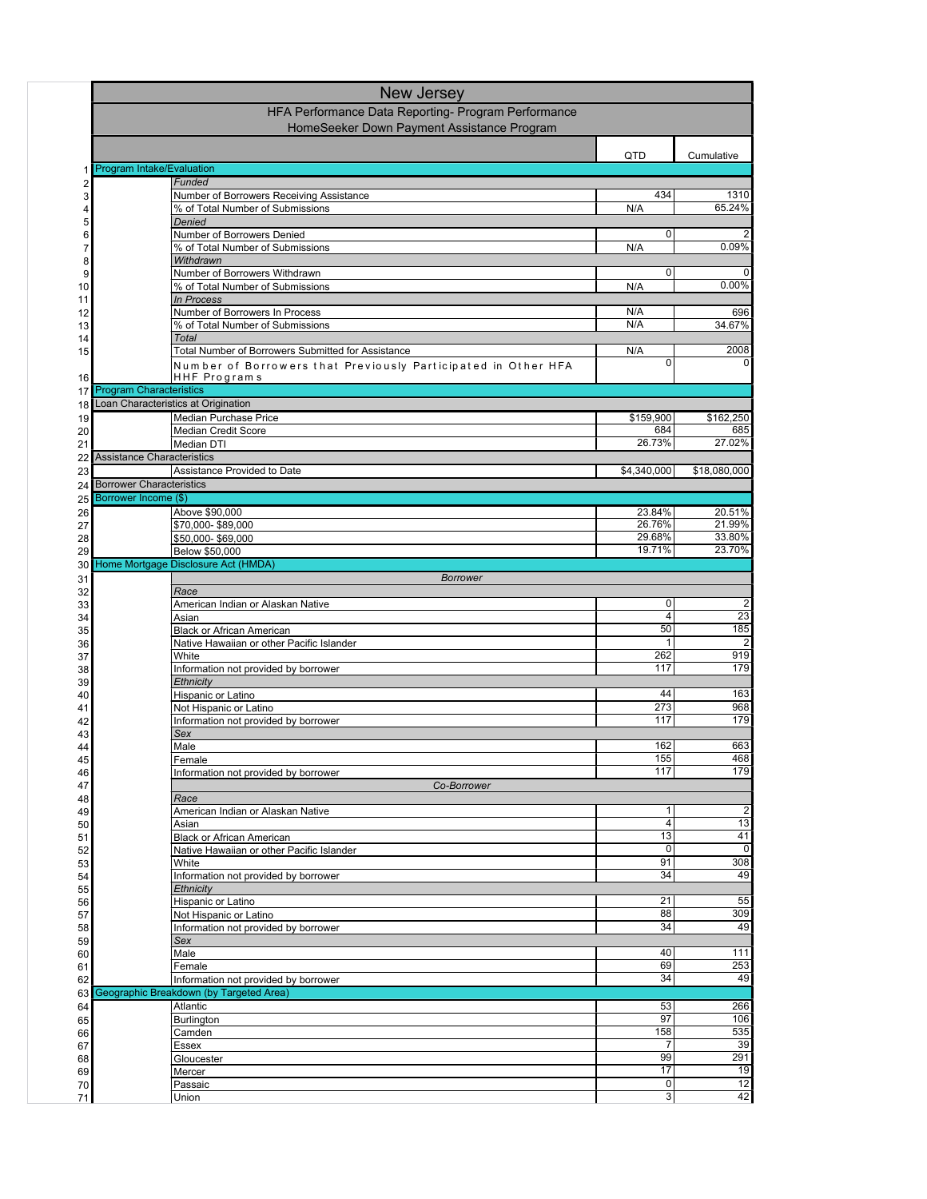# New Jersey

## HFA Performance Data Reporting- Program Performance

### HomeSeeker Down Payment Assistance Program

| Row | Section | Item | QTD | Cumulative |
|---|---|---|---|---|
| 1 | Program Intake/Evaluation | | | |
| 2 | | *Funded* | | |
| 3 | | Number of Borrowers Receiving Assistance | 434 | 1310 |
| 4 | | % of Total Number of Submissions | N/A | 65.24% |
| 5 | | *Denied* | | |
| 6 | | Number of Borrowers Denied | 0 | 2 |
| 7 | | % of Total Number of Submissions | N/A | 0.09% |
| 8 | | *Withdrawn* | | |
| 9 | | Number of Borrowers Withdrawn | 0 | 0 |
| 10 | | % of Total Number of Submissions | N/A | 0.00% |
| 11 | | *In Process* | | |
| 12 | | Number of Borrowers In Process | N/A | 696 |
| 13 | | % of Total Number of Submissions | N/A | 34.67% |
| 14 | | *Total* | | |
| 15 | | Total Number of Borrowers Submitted for Assistance | N/A | 2008 |
| 16 | | Number of Borrowers that Previously Participated in Other HFA HHF Programs | 0 | 0 |
| 17 | Program Characteristics | | | |
| 18 | Loan Characteristics at Origination | | | |
| 19 | | Median Purchase Price | $159,900 | $162,250 |
| 20 | | Median Credit Score | 684 | 685 |
| 21 | | Median DTI | 26.73% | 27.02% |
| 22 | Assistance Characteristics | | | |
| 23 | | Assistance Provided to Date | $4,340,000 | $18,080,000 |
| 24 | Borrower Characteristics | | | |
| 25 | Borrower Income ($) | | | |
| 26 | | Above $90,000 | 23.84% | 20.51% |
| 27 | | $70,000- $89,000 | 26.76% | 21.99% |
| 28 | | $50,000- $69,000 | 29.68% | 33.80% |
| 29 | | Below $50,000 | 19.71% | 23.70% |
| 30 | Home Mortgage Disclosure Act (HMDA) | | | |
| 31 | | *Borrower* | | |
| 32 | | *Race* | | |
| 33 | | American Indian or Alaskan Native | 0 | 2 |
| 34 | | Asian | 4 | 23 |
| 35 | | Black or African American | 50 | 185 |
| 36 | | Native Hawaiian or other Pacific Islander | 1 | 2 |
| 37 | | White | 262 | 919 |
| 38 | | Information not provided by borrower | 117 | 179 |
| 39 | | *Ethnicity* | | |
| 40 | | Hispanic or Latino | 44 | 163 |
| 41 | | Not Hispanic or Latino | 273 | 968 |
| 42 | | Information not provided by borrower | 117 | 179 |
| 43 | | *Sex* | | |
| 44 | | Male | 162 | 663 |
| 45 | | Female | 155 | 468 |
| 46 | | Information not provided by borrower | 117 | 179 |
| 47 | | *Co-Borrower* | | |
| 48 | | *Race* | | |
| 49 | | American Indian or Alaskan Native | 1 | 2 |
| 50 | | Asian | 4 | 13 |
| 51 | | Black or African American | 13 | 41 |
| 52 | | Native Hawaiian or other Pacific Islander | 0 | 0 |
| 53 | | White | 91 | 308 |
| 54 | | Information not provided by borrower | 34 | 49 |
| 55 | | *Ethnicity* | | |
| 56 | | Hispanic or Latino | 21 | 55 |
| 57 | | Not Hispanic or Latino | 88 | 309 |
| 58 | | Information not provided by borrower | 34 | 49 |
| 59 | | *Sex* | | |
| 60 | | Male | 40 | 111 |
| 61 | | Female | 69 | 253 |
| 62 | | Information not provided by borrower | 34 | 49 |
| 63 | Geographic Breakdown (by Targeted Area) | | | |
| 64 | | Atlantic | 53 | 266 |
| 65 | | Burlington | 97 | 106 |
| 66 | | Camden | 158 | 535 |
| 67 | | Essex | 7 | 39 |
| 68 | | Gloucester | 99 | 291 |
| 69 | | Mercer | 17 | 19 |
| 70 | | Passaic | 0 | 12 |
| 71 | | Union | 3 | 42 |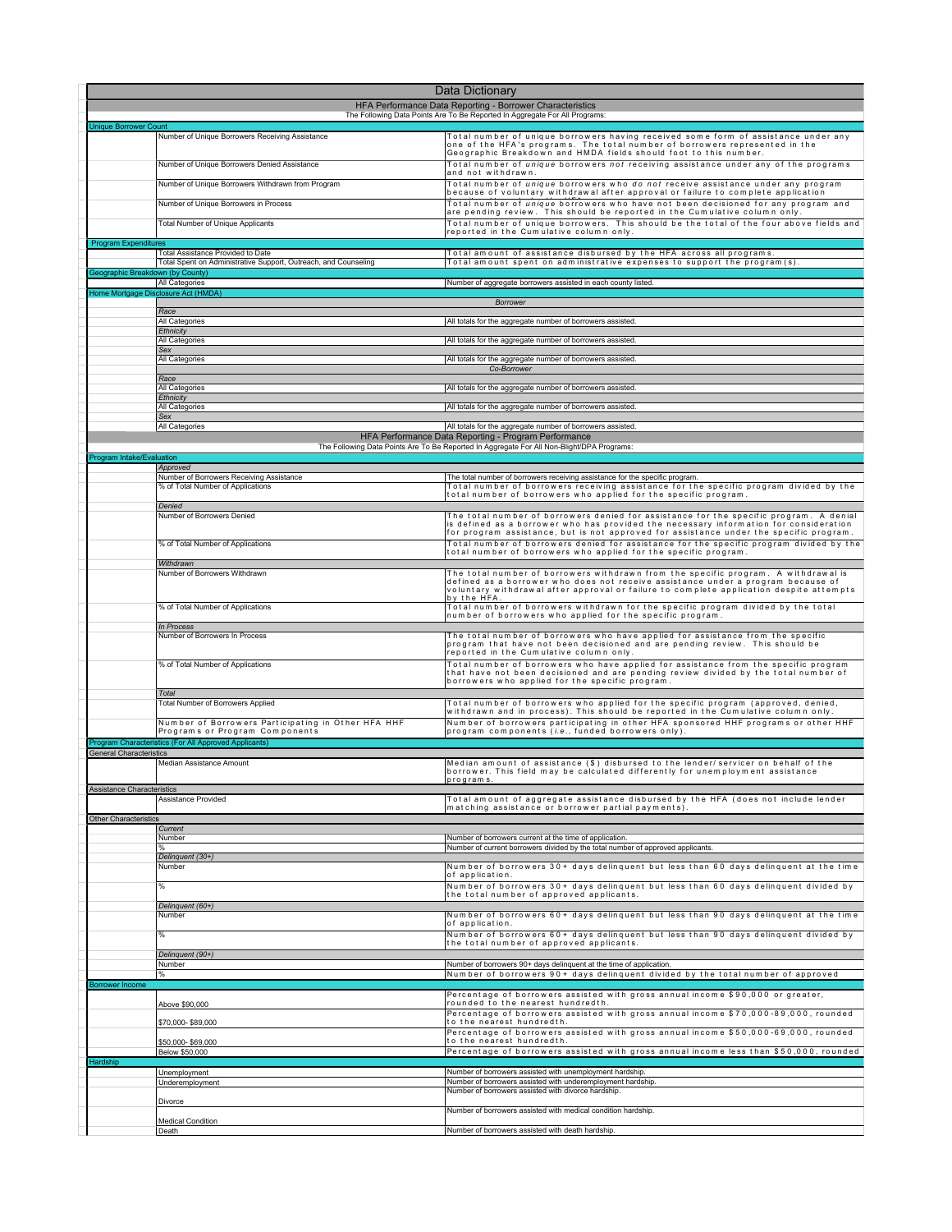# Data Dictionary

## HFA Performance Data Reporting - Borrower Characteristics

The Following Data Points Are To Be Reported In Aggregate For All Programs:

| Category | Field | Definition |
|---|---|---|
| **Unique Borrower Count** | | |
| | Number of Unique Borrowers Receiving Assistance | Total number of unique borrowers having received some form of assistance under any one of the HFA's programs. The total number of borrowers represented in the Geographic Breakdown and HMDA fields should foot to this number. |
| | Number of Unique Borrowers Denied Assistance | Total number of *unique* borrowers *not* receiving assistance under any of the programs and not withdrawn. |
| | Number of Unique Borrowers Withdrawn from Program | Total number of *unique* borrowers who *do not* receive assistance under any program because of voluntary withdrawal after approval or failure to complete application |
| | Number of Unique Borrowers in Process | Total number of *unique* borrowers who have not been decisioned for any program and are pending review. This should be reported in the Cumulative column only. |
| | Total Number of Unique Applicants | Total number of unique borrowers. This should be the total of the four above fields and reported in the Cumulative column only. |
| **Program Expenditures** | | |
| | Total Assistance Provided to Date | Total amount of assistance disbursed by the HFA across all programs. |
| | Total Spent on Administrative Support, Outreach, and Counseling | Total amount spent on administrative expenses to support the program(s). |
| **Geographic Breakdown (by County)** | | |
| | All Categories | Number of aggregate borrowers assisted in each county listed. |
| **Home Mortgage Disclosure Act (HMDA)** | | |
| | *Borrower* | |
| | *Race* | |
| | All Categories | All totals for the aggregate number of borrowers assisted. |
| | *Ethnicity* | |
| | All Categories | All totals for the aggregate number of borrowers assisted. |
| | *Sex* | |
| | All Categories | All totals for the aggregate number of borrowers assisted. |
| | *Co-Borrower* | |
| | *Race* | |
| | All Categories | All totals for the aggregate number of borrowers assisted. |
| | *Ethnicity* | |
| | All Categories | All totals for the aggregate number of borrowers assisted. |
| | *Sex* | |
| | All Categories | All totals for the aggregate number of borrowers assisted. |

## HFA Performance Data Reporting - Program Performance

The Following Data Points Are To Be Reported In Aggregate For All Non-Blight/DPA Programs:

| Category | Field | Definition |
|---|---|---|
| **Program Intake/Evaluation** | | |
| | *Approved* | |
| | Number of Borrowers Receiving Assistance | The total number of borrowers receiving assistance for the specific program. |
| | % of Total Number of Applications | Total number of borrowers receiving assistance for the specific program divided by the total number of borrowers who applied for the specific program. |
| | *Denied* | |
| | Number of Borrowers Denied | The total number of borrowers denied for assistance for the specific program. A denial is defined as a borrower who has provided the necessary information for consideration for program assistance, but is not approved for assistance under the specific program. |
| | % of Total Number of Applications | Total number of borrowers denied for assistance for the specific program divided by the total number of borrowers who applied for the specific program. |
| | *Withdrawn* | |
| | Number of Borrowers Withdrawn | The total number of borrowers withdrawn from the specific program. A withdrawal is defined as a borrower who does not receive assistance under a program because of voluntary withdrawal after approval or failure to complete application despite attempts by the HFA. |
| | % of Total Number of Applications | Total number of borrowers withdrawn for the specific program divided by the total number of borrowers who applied for the specific program. |
| | *In Process* | |
| | Number of Borrowers In Process | The total number of borrowers who have applied for assistance from the specific program that have not been decisioned and are pending review. This should be reported in the Cumulative column only. |
| | % of Total Number of Applications | Total number of borrowers who have applied for assistance from the specific program that have not been decisioned and are pending review divided by the total number of borrowers who applied for the specific program. |
| | *Total* | |
| | Total Number of Borrowers Applied | Total number of borrowers who applied for the specific program (approved, denied, withdrawn and in process). This should be reported in the Cumulative column only. |
| | Number of Borrowers Participating in Other HFA HHF Programs or Program Components | Number of borrowers participating in other HFA sponsored HHF programs or other HHF program components (*i.e.*, funded borrowers only). |
| **Program Characteristics (For All Approved Applicants)** | | |
| **General Characteristics** | | |
| | Median Assistance Amount | Median amount of assistance ($) disbursed to the lender/servicer on behalf of the borrower. This field may be calculated differently for unemployment assistance programs. |
| **Assistance Characteristics** | | |
| | Assistance Provided | Total amount of aggregate assistance disbursed by the HFA (does not include lender matching assistance or borrower partial payments). |
| **Other Characteristics** | | |
| | *Current* | |
| | Number | Number of borrowers current at the time of application. |
| | % | Number of current borrowers divided by the total number of approved applicants. |
| | *Delinquent (30+)* | |
| | Number | Number of borrowers 30+ days delinquent but less than 60 days delinquent at the time of application. |
| | % | Number of borrowers 30+ days delinquent but less than 60 days delinquent divided by the total number of approved applicants. |
| | *Delinquent (60+)* | |
| | Number | Number of borrowers 60+ days delinquent but less than 90 days delinquent at the time of application. |
| | % | Number of borrowers 60+ days delinquent but less than 90 days delinquent divided by the total number of approved applicants. |
| | *Delinquent (90+)* | |
| | Number | Number of borrowers 90+ days delinquent at the time of application. |
| | % | Number of borrowers 90+ days delinquent divided by the total number of approved |
| **Borrower Income** | | |
| | Above $90,000 | Percentage of borrowers assisted with gross annual income $90,000 or greater, rounded to the nearest hundredth. |
| | $70,000- $89,000 | Percentage of borrowers assisted with gross annual income $70,000-89,000, rounded to the nearest hundredth. |
| | $50,000- $69,000 | Percentage of borrowers assisted with gross annual income $50,000-69,000, rounded to the nearest hundredth. |
| | Below $50,000 | Percentage of borrowers assisted with gross annual income less than $50,000, rounded |
| **Hardship** | | |
| | Unemployment | Number of borrowers assisted with unemployment hardship. |
| | Underemployment | Number of borrowers assisted with underemployment hardship. |
| | Divorce | Number of borrowers assisted with divorce hardship. |
| | Medical Condition | Number of borrowers assisted with medical condition hardship. |
| | Death | Number of borrowers assisted with death hardship. |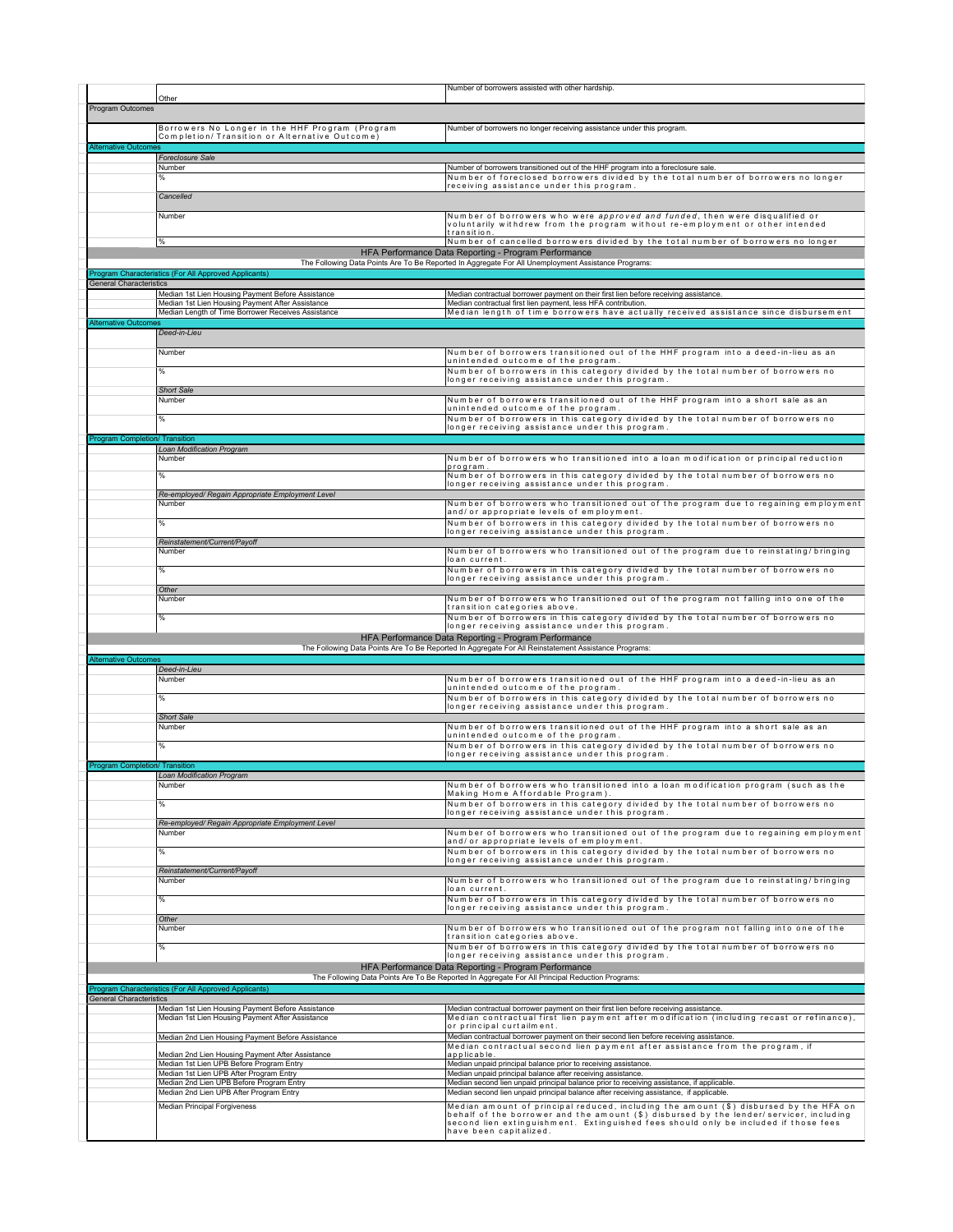| | | |
|---|---|---|
| | Other | Number of borrowers assisted with other hardship. |
| Program Outcomes | | |
| | Borrowers No Longer in the HHF Program (Program Completion/ Transition or Alternative Outcome) | Number of borrowers no longer receiving assistance under this program. |
| Alternative Outcomes | | |
| | *Foreclosure Sale* | |
| | Number | Number of borrowers transitioned out of the HHF program into a foreclosure sale. |
| | % | Number of foreclosed borrowers divided by the total number of borrowers no longer receiving assistance under this program. |
| | *Cancelled* | |
| | Number | Number of borrowers who were *approved and funded*, then were disqualified or voluntarily withdrew from the program without re-employment or other intended transition. |
| | % | Number of cancelled borrowers divided by the total number of borrowers no longer |

**HFA Performance Data Reporting - Program Performance**

The Following Data Points Are To Be Reported In Aggregate For All Unemployment Assistance Programs:

| | | |
|---|---|---|
| Program Characteristics (For All Approved Applicants) | | |
| General Characteristics | | |
| | Median 1st Lien Housing Payment Before Assistance | Median contractual borrower payment on their first lien before receiving assistance. |
| | Median 1st Lien Housing Payment After Assistance | Median contractual first lien payment, less HFA contribution. |
| | Median Length of Time Borrower Receives Assistance | Median length of time borrowers have actually received assistance since disbursement |
| Alternative Outcomes | | |
| | *Deed-in-Lieu* | |
| | Number | Number of borrowers transitioned out of the HHF program into a deed-in-lieu as an unintended outcome of the program. |
| | % | Number of borrowers in this category divided by the total number of borrowers no longer receiving assistance under this program. |
| | *Short Sale* | |
| | Number | Number of borrowers transitioned out of the HHF program into a short sale as an unintended outcome of the program. |
| | % | Number of borrowers in this category divided by the total number of borrowers no longer receiving assistance under this program. |
| Program Completion/ Transition | | |
| | *Loan Modification Program* | |
| | Number | Number of borrowers who transitioned into a loan modification or principal reduction program. |
| | % | Number of borrowers in this category divided by the total number of borrowers no longer receiving assistance under this program. |
| | *Re-employed/ Regain Appropriate Employment Level* | |
| | Number | Number of borrowers who transitioned out of the program due to regaining employment and/ or appropriate levels of employment. |
| | % | Number of borrowers in this category divided by the total number of borrowers no longer receiving assistance under this program. |
| | *Reinstatement/Current/Payoff* | |
| | Number | Number of borrowers who transitioned out of the program due to reinstating/ bringing loan current. |
| | % | Number of borrowers in this category divided by the total number of borrowers no longer receiving assistance under this program. |
| | *Other* | |
| | Number | Number of borrowers who transitioned out of the program not falling into one of the transition categories above. |
| | % | Number of borrowers in this category divided by the total number of borrowers no longer receiving assistance under this program. |

**HFA Performance Data Reporting - Program Performance**

The Following Data Points Are To Be Reported In Aggregate For All Reinstatement Assistance Programs:

| | | |
|---|---|---|
| Alternative Outcomes | | |
| | *Deed-in-Lieu* | |
| | Number | Number of borrowers transitioned out of the HHF program into a deed-in-lieu as an unintended outcome of the program. |
| | % | Number of borrowers in this category divided by the total number of borrowers no longer receiving assistance under this program. |
| | *Short Sale* | |
| | Number | Number of borrowers transitioned out of the HHF program into a short sale as an unintended outcome of the program. |
| | % | Number of borrowers in this category divided by the total number of borrowers no longer receiving assistance under this program. |
| Program Completion/ Transition | | |
| | *Loan Modification Program* | |
| | Number | Number of borrowers who transitioned into a loan modification program (such as the Making Home Affordable Program). |
| | % | Number of borrowers in this category divided by the total number of borrowers no longer receiving assistance under this program. |
| | *Re-employed/ Regain Appropriate Employment Level* | |
| | Number | Number of borrowers who transitioned out of the program due to regaining employment and/ or appropriate levels of employment. |
| | % | Number of borrowers in this category divided by the total number of borrowers no longer receiving assistance under this program. |
| | *Reinstatement/Current/Payoff* | |
| | Number | Number of borrowers who transitioned out of the program due to reinstating/ bringing loan current. |
| | % | Number of borrowers in this category divided by the total number of borrowers no longer receiving assistance under this program. |
| | *Other* | |
| | Number | Number of borrowers who transitioned out of the program not falling into one of the transition categories above. |
| | % | Number of borrowers in this category divided by the total number of borrowers no longer receiving assistance under this program. |

**HFA Performance Data Reporting - Program Performance**

The Following Data Points Are To Be Reported In Aggregate For All Principal Reduction Programs:

| | | |
|---|---|---|
| Program Characteristics (For All Approved Applicants) | | |
| General Characteristics | | |
| | Median 1st Lien Housing Payment Before Assistance | Median contractual borrower payment on their first lien before receiving assistance. |
| | Median 1st Lien Housing Payment After Assistance | Median contractual first lien payment after modification (including recast or refinance), or principal curtailment. |
| | Median 2nd Lien Housing Payment Before Assistance | Median contractual borrower payment on their second lien before receiving assistance. |
| | Median 2nd Lien Housing Payment After Assistance | Median contractual second lien payment after assistance from the program, if applicable. |
| | Median 1st Lien UPB Before Program Entry | Median unpaid principal balance prior to receiving assistance. |
| | Median 1st Lien UPB After Program Entry | Median unpaid principal balance after receiving assistance. |
| | Median 2nd Lien UPB Before Program Entry | Median second lien unpaid principal balance prior to receiving assistance, if applicable. |
| | Median 2nd Lien UPB After Program Entry | Median second lien unpaid principal balance after receiving assistance, if applicable. |
| | Median Principal Forgiveness | Median amount of principal reduced, including the amount ($) disbursed by the HFA on behalf of the borrower and the amount ($) disbursed by the lender/ servicer, including second lien extinguishment. Extinguished fees should only be included if those fees have been capitalized. |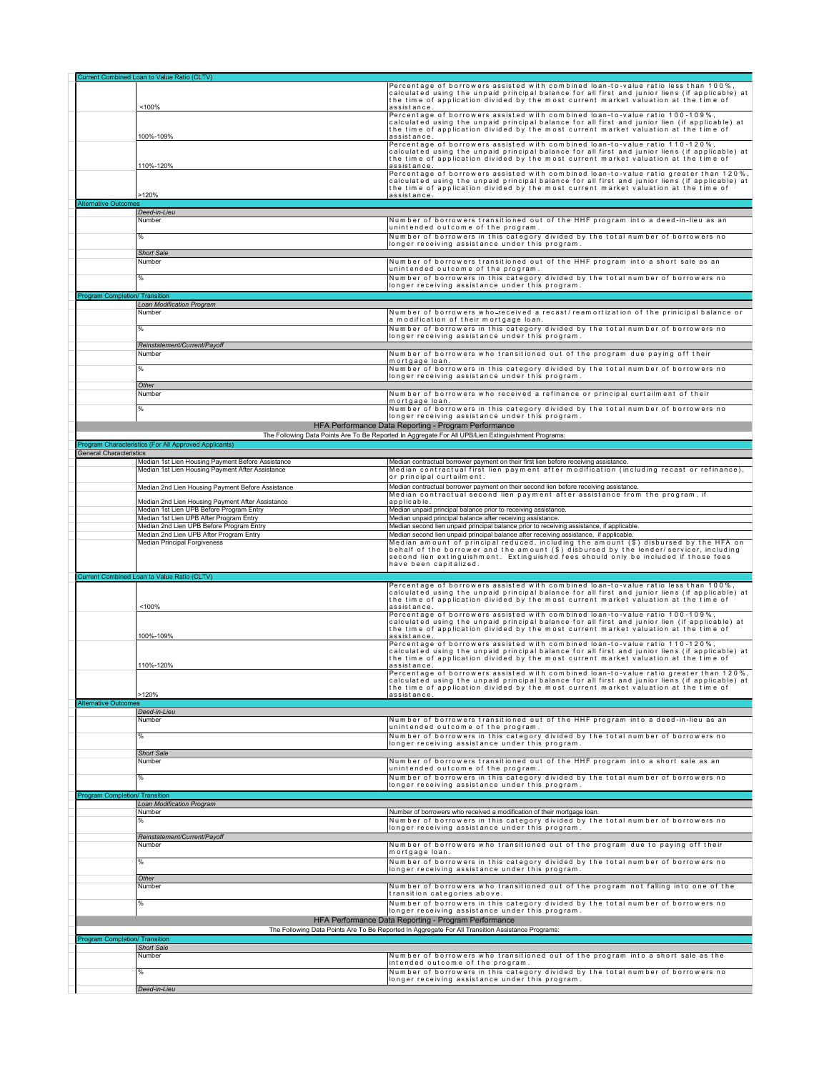| | | |
|---|---|---|
| **Current Combined Loan to Value Ratio (CLTV)** | | |
| | <100% | Percentage of borrowers assisted with combined loan-to-value ratio less than 100%, calculated using the unpaid principal balance for all first and junior liens (if applicable) at the time of application divided by the most current market valuation at the time of assistance. |
| | 100%-109% | Percentage of borrowers assisted with combined loan-to-value ratio 100-109%, calculated using the unpaid principal balance for all first and junior lien (if applicable) at the time of application divided by the most current market valuation at the time of assistance. |
| | 110%-120% | Percentage of borrowers assisted with combined loan-to-value ratio 110-120%, calculated using the unpaid principal balance for all first and junior liens (if applicable) at the time of application divided by the most current market valuation at the time of assistance. |
| | >120% | Percentage of borrowers assisted with combined loan-to-value ratio greater than 120%, calculated using the unpaid principal balance for all first and junior liens (if applicable) at the time of application divided by the most current market valuation at the time of assistance. |
| **Alternative Outcomes** | | |
| | *Deed-in-Lieu* | |
| | Number | Number of borrowers transitioned out of the HHF program into a deed-in-lieu as an unintended outcome of the program. |
| | % | Number of borrowers in this category divided by the total number of borrowers no longer receiving assistance under this program. |
| | *Short Sale* | |
| | Number | Number of borrowers transitioned out of the HHF program into a short sale as an unintended outcome of the program. |
| | % | Number of borrowers in this category divided by the total number of borrowers no longer receiving assistance under this program. |
| **Program Completion/ Transition** | | |
| | *Loan Modification Program* | |
| | Number | Number of borrowers who received a recast/reamortization of the prinicipal balance or a modification of their mortgage loan. |
| | % | Number of borrowers in this category divided by the total number of borrowers no longer receiving assistance under this program. |
| | *Reinstatement/Current/Payoff* | |
| | Number | Number of borrowers who transitioned out of the program due paying off their mortgage loan. |
| | % | Number of borrowers in this category divided by the total number of borrowers no longer receiving assistance under this program. |
| | *Other* | |
| | Number | Number of borrowers who received a refinance or principal curtailment of their mortgage loan. |
| | % | Number of borrowers in this category divided by the total number of borrowers no longer receiving assistance under this program. |

**HFA Performance Data Reporting - Program Performance**

The Following Data Points Are To Be Reported In Aggregate For All UPB/Lien Extinguishment Programs:

| | | |
|---|---|---|
| **Program Characteristics (For All Approved Applicants)** | | |
| **General Characteristics** | | |
| | Median 1st Lien Housing Payment Before Assistance | Median contractual borrower payment on their first lien before receiving assistance. |
| | Median 1st Lien Housing Payment After Assistance | Median contractual first lien payment after modification (including recast or refinance), or principal curtailment. |
| | Median 2nd Lien Housing Payment Before Assistance | Median contractual borrower payment on their second lien before receiving assistance. |
| | Median 2nd Lien Housing Payment After Assistance | Median contractual second lien payment after assistance from the program, if applicable. |
| | Median 1st Lien UPB Before Program Entry | Median unpaid principal balance prior to receiving assistance. |
| | Median 1st Lien UPB After Program Entry | Median unpaid principal balance after receiving assistance. |
| | Median 2nd Lien UPB Before Program Entry | Median second lien unpaid principal balance prior to receiving assistance, if applicable. |
| | Median 2nd Lien UPB After Program Entry | Median second lien unpaid principal balance after receiving assistance, if applicable. |
| | Median Principal Forgiveness | Median amount of principal reduced, including the amount ($) disbursed by the HFA on behalf of the borrower and the amount ($) disbursed by the lender/servicer, including second lien extinguishment. Extinguished fees should only be included if those fees have been capitalized. |
| **Current Combined Loan to Value Ratio (CLTV)** | | |
| | <100% | Percentage of borrowers assisted with combined loan-to-value ratio less than 100%, calculated using the unpaid principal balance for all first and junior liens (if applicable) at the time of application divided by the most current market valuation at the time of assistance. |
| | 100%-109% | Percentage of borrowers assisted with combined loan-to-value ratio 100-109%, calculated using the unpaid principal balance for all first and junior lien (if applicable) at the time of application divided by the most current market valuation at the time of assistance. |
| | 110%-120% | Percentage of borrowers assisted with combined loan-to-value ratio 110-120%, calculated using the unpaid principal balance for all first and junior liens (if applicable) at the time of application divided by the most current market valuation at the time of assistance. |
| | >120% | Percentage of borrowers assisted with combined loan-to-value ratio greater than 120%, calculated using the unpaid principal balance for all first and junior liens (if applicable) at the time of application divided by the most current market valuation at the time of assistance. |
| **Alternative Outcomes** | | |
| | *Deed-in-Lieu* | |
| | Number | Number of borrowers transitioned out of the HHF program into a deed-in-lieu as an unintended outcome of the program. |
| | % | Number of borrowers in this category divided by the total number of borrowers no longer receiving assistance under this program. |
| | *Short Sale* | |
| | Number | Number of borrowers transitioned out of the HHF program into a short sale as an unintended outcome of the program. |
| | % | Number of borrowers in this category divided by the total number of borrowers no longer receiving assistance under this program. |
| **Program Completion/ Transition** | | |
| | *Loan Modification Program* | |
| | Number | Number of borrowers who received a modification of their mortgage loan. |
| | % | Number of borrowers in this category divided by the total number of borrowers no longer receiving assistance under this program. |
| | *Reinstatement/Current/Payoff* | |
| | Number | Number of borrowers who transitioned out of the program due to paying off their mortgage loan. |
| | % | Number of borrowers in this category divided by the total number of borrowers no longer receiving assistance under this program. |
| | *Other* | |
| | Number | Number of borrowers who transitioned out of the program not falling into one of the transition categories above. |
| | % | Number of borrowers in this category divided by the total number of borrowers no longer receiving assistance under this program. |

**HFA Performance Data Reporting - Program Performance**

The Following Data Points Are To Be Reported In Aggregate For All Transition Assistance Programs:

| | | |
|---|---|---|
| **Program Completion/ Transition** | | |
| | *Short Sale* | |
| | Number | Number of borrowers who transitioned out of the program into a short sale as the intended outcome of the program. |
| | % | Number of borrowers in this category divided by the total number of borrowers no longer receiving assistance under this program. |
| | *Deed-in-Lieu* | |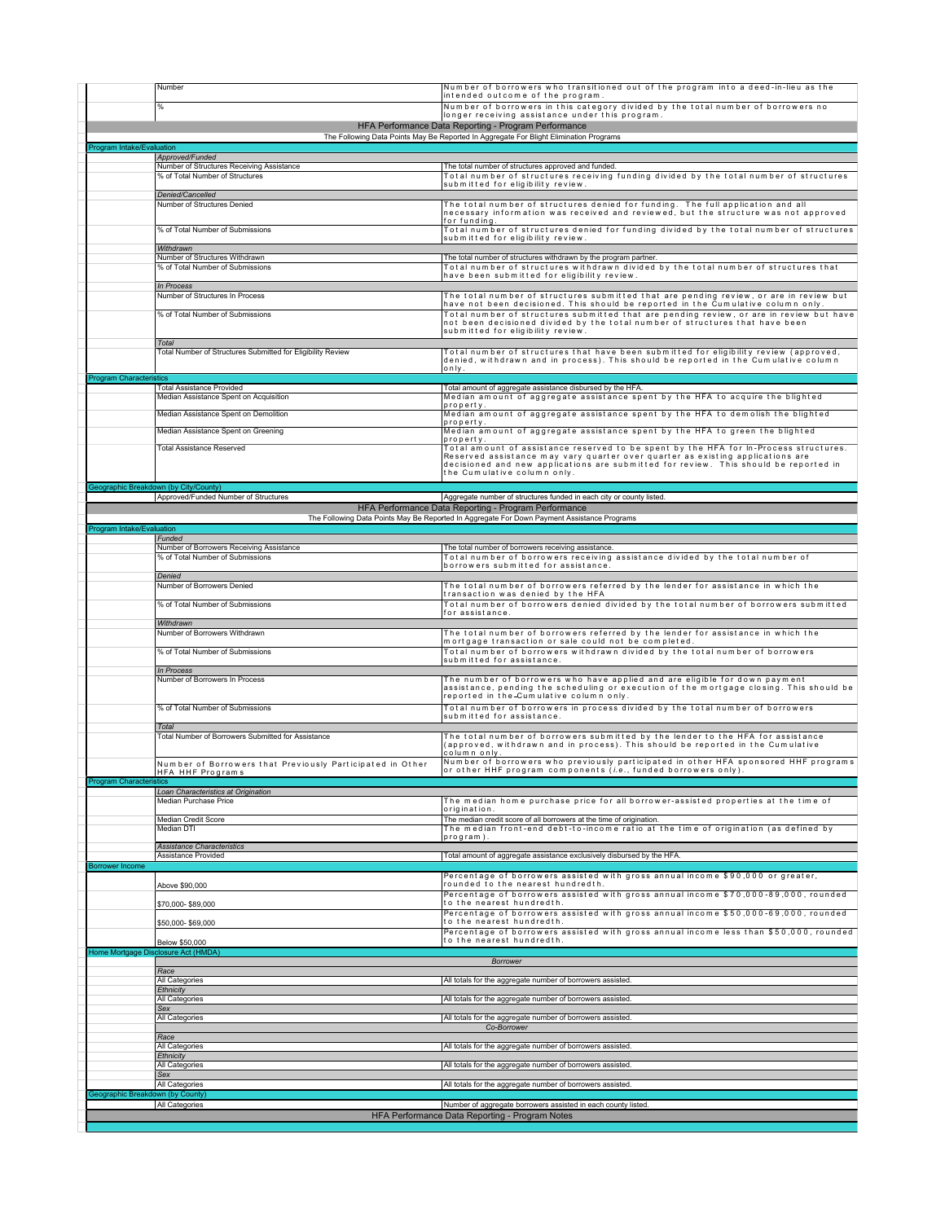| | | |
|---|---|---|
| | Number | Number of borrowers who transitioned out of the program into a deed-in-lieu as the intended outcome of the program. |
| | % | Number of borrowers in this category divided by the total number of borrowers no longer receiving assistance under this program. |

## HFA Performance Data Reporting - Program Performance

The Following Data Points May Be Reported In Aggregate For Blight Elimination Programs

| | | |
|---|---|---|
| **Program Intake/Evaluation** | | |
| | *Approved/Funded* | |
| | Number of Structures Receiving Assistance | The total number of structures approved and funded. |
| | % of Total Number of Structures | Total number of structures receiving funding divided by the total number of structures submitted for eligibility review. |
| | *Denied/Cancelled* | |
| | Number of Structures Denied | The total number of structures denied for funding. The full application and all necessary information was received and reviewed, but the structure was not approved for funding. |
| | % of Total Number of Submissions | Total number of structures denied for funding divided by the total number of structures submitted for eligibility review. |
| | *Withdrawn* | |
| | Number of Structures Withdrawn | The total number of structures withdrawn by the program partner. |
| | % of Total Number of Submissions | Total number of structures withdrawn divided by the total number of structures that have been submitted for eligibility review. |
| | *In Process* | |
| | Number of Structures In Process | The total number of structures submitted that are pending review, or are in review but have not been decisioned. This should be reported in the Cumulative column only. |
| | % of Total Number of Submissions | Total number of structures submitted that are pending review, or are in review but have not been decisioned divided by the total number of structures that have been submitted for eligibility review. |
| | *Total* | |
| | Total Number of Structures Submitted for Eligibility Review | Total number of structures that have been submitted for eligibility review (approved, denied, withdrawn and in process). This should be reported in the Cumulative column only. |
| **Program Characteristics** | | |
| | Total Assistance Provided | Total amount of aggregate assistance disbursed by the HFA. |
| | Median Assistance Spent on Acquisition | Median amount of aggregate assistance spent by the HFA to acquire the blighted property. |
| | Median Assistance Spent on Demolition | Median amount of aggregate assistance spent by the HFA to demolish the blighted property. |
| | Median Assistance Spent on Greening | Median amount of aggregate assistance spent by the HFA to green the blighted property. |
| | Total Assistance Reserved | Total amount of assistance reserved to be spent by the HFA for In-Process structures. Reserved assistance may vary quarter over quarter as existing applications are decisioned and new applications are submitted for review. This should be reported in the Cumulative column only. |
| **Geographic Breakdown (by City/County)** | | |
| | Approved/Funded Number of Structures | Aggregate number of structures funded in each city or county listed. |

## HFA Performance Data Reporting - Program Performance

The Following Data Points May Be Reported In Aggregate For Down Payment Assistance Programs

| | | |
|---|---|---|
| **Program Intake/Evaluation** | | |
| | *Funded* | |
| | Number of Borrowers Receiving Assistance | The total number of borrowers receiving assistance. |
| | % of Total Number of Submissions | Total number of borrowers receiving assistance divided by the total number of borrowers submitted for assistance. |
| | *Denied* | |
| | Number of Borrowers Denied | The total number of borrowers referred by the lender for assistance in which the transaction was denied by the HFA |
| | % of Total Number of Submissions | Total number of borrowers denied divided by the total number of borrowers submitted for assistance. |
| | *Withdrawn* | |
| | Number of Borrowers Withdrawn | The total number of borrowers referred by the lender for assistance in which the mortgage transaction or sale could not be completed. |
| | % of Total Number of Submissions | Total number of borrowers withdrawn divided by the total number of borrowers submitted for assistance. |
| | *In Process* | |
| | Number of Borrowers In Process | The number of borrowers who have applied and are eligible for down payment assistance, pending the scheduling or execution of the mortgage closing. This should be reported in the Cumulative column only. |
| | % of Total Number of Submissions | Total number of borrowers in process divided by the total number of borrowers submitted for assistance. |
| | *Total* | |
| | Total Number of Borrowers Submitted for Assistance | The total number of borrowers submitted by the lender to the HFA for assistance (approved, withdrawn and in process). This should be reported in the Cumulative column only. |
| | Number of Borrowers that Previously Participated in Other HFA HHF Programs | Number of borrowers who previously participated in other HFA sponsored HHF programs or other HHF program components (*i.e.*, funded borrowers only). |
| **Program Characteristics** | | |
| | *Loan Characteristics at Origination* | |
| | Median Purchase Price | The median home purchase price for all borrower-assisted properties at the time of origination. |
| | Median Credit Score | The median credit score of all borrowers at the time of origination. |
| | Median DTI | The median front-end debt-to-income ratio at the time of origination (as defined by program). |
| | *Assistance Characteristics* | |
| | Assistance Provided | Total amount of aggregate assistance exclusively disbursed by the HFA. |
| **Borrower Income** | | |
| | Above $90,000 | Percentage of borrowers assisted with gross annual income $90,000 or greater, rounded to the nearest hundredth. |
| | $70,000- $89,000 | Percentage of borrowers assisted with gross annual income $70,000-89,000, rounded to the nearest hundredth. |
| | $50,000- $69,000 | Percentage of borrowers assisted with gross annual income $50,000-69,000, rounded to the nearest hundredth. |
| | Below $50,000 | Percentage of borrowers assisted with gross annual income less than $50,000, rounded to the nearest hundredth. |
| **Home Mortgage Disclosure Act (HMDA)** | | |
| | | *Borrower* |
| | *Race* | |
| | All Categories | All totals for the aggregate number of borrowers assisted. |
| | *Ethnicity* | |
| | All Categories | All totals for the aggregate number of borrowers assisted. |
| | *Sex* | |
| | All Categories | All totals for the aggregate number of borrowers assisted. |
| | | *Co-Borrower* |
| | *Race* | |
| | All Categories | All totals for the aggregate number of borrowers assisted. |
| | *Ethnicity* | |
| | All Categories | All totals for the aggregate number of borrowers assisted. |
| | *Sex* | |
| | All Categories | All totals for the aggregate number of borrowers assisted. |
| **Geographic Breakdown (by County)** | | |
| | All Categories | Number of aggregate borrowers assisted in each county listed. |

## HFA Performance Data Reporting - Program Notes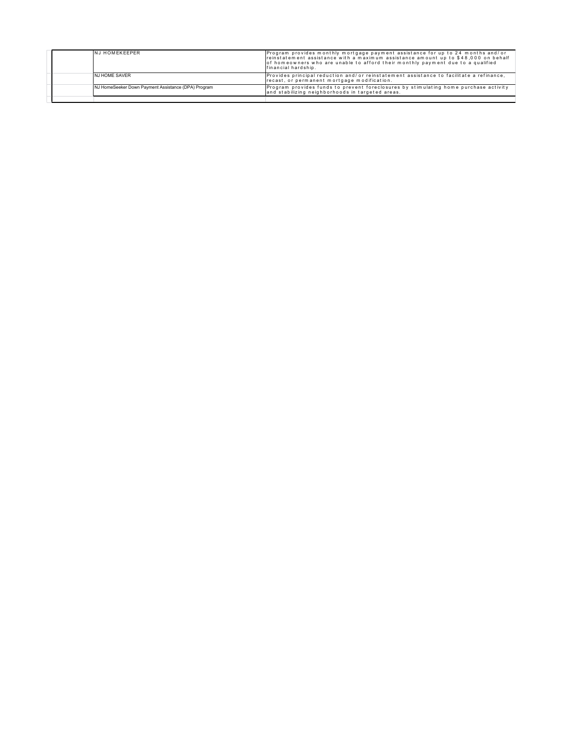| | | |
|---|---|---|
| | NJ HOMEKEEPER | Program provides monthly mortgage payment assistance for up to 24 months and/or reinstatement assistance with a maximum assistance amount up to $48,000 on behalf of homeowners who are unable to afford their monthly payment due to a qualified financial hardship. |
| | NJ HOME SAVER | Provides principal reduction and/or reinstatement assistance to facilitate a refinance, recast, or permanent mortgage modification. |
| | NJ HomeSeeker Down Payment Assistance (DPA) Program | Program provides funds to prevent foreclosures by stimulating home purchase activity and stabilizing neighborhoods in targeted areas. |
| | | |